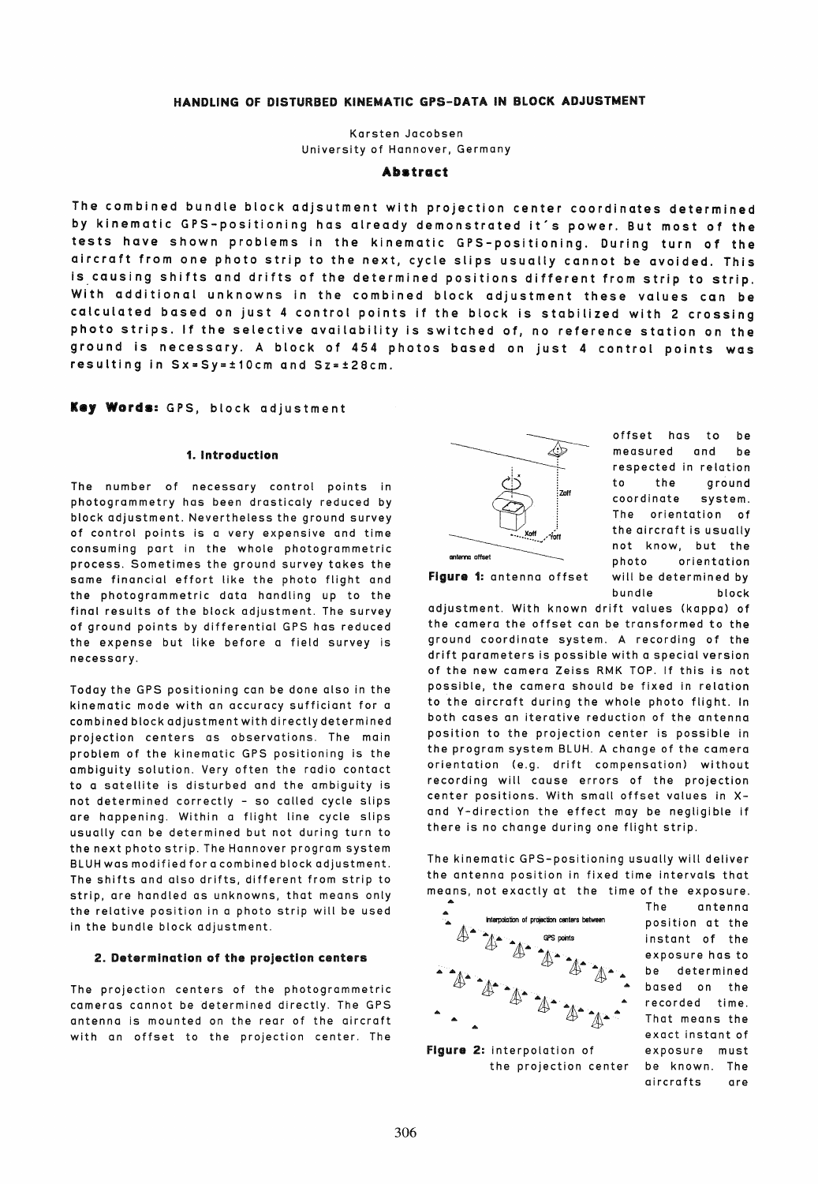# HANDLING OF DISTURBED KINEMATIC GPS-DATA IN BLOCK ADJUSTMENT

Karsten Jacobsen
University of Hannover, Germany

## Abstract

**The combined bundle block adjsutment with projection center coordinates determined by kinematic GPS-positioning has already demonstrated it´s power. But most of the tests have shown problems in the kinematic GPS-positioning. During turn of the aircraft from one photo strip to the next, cycle slips usually cannot be avoided. This is causing shifts and drifts of the determined positions different from strip to strip. With additional unknowns in the combined block adjustment these values can be calculated based on just 4 control points if the block is stabilized with 2 crossing photo strips. If the selective availability is switched of, no reference station on the ground is necessary. A block of 454 photos based on just 4 control points was resulting in Sx=Sy=±10cm and Sz=±28cm.**

**Key Words:** GPS, block adjustment

### 1. Introduction

The number of necessary control points in photogrammetry has been drasticaly reduced by block adjustment. Nevertheless the ground survey of control points is a very expensive and time consuming part in the whole photogrammetric process. Sometimes the ground survey takes the same financial effort like the photo flight and the photogrammetric data handling up to the final results of the block adjustment. The survey of ground points by differential GPS has reduced the expense but like before a field survey is necessary.

Today the GPS positioning can be done also in the kinematic mode with an accuracy sufficiant for a combined block adjustment with directly determined projection centers as observations. The main problem of the kinematic GPS positioning is the ambiguity solution. Very often the radio contact to a satellite is disturbed and the ambiguity is not determined correctly - so called cycle slips are happening. Within a flight line cycle slips usually can be determined but not during turn to the next photo strip. The Hannover program system BLUH was modified for a combined block adjustment. The shifts and also drifts, different from strip to strip, are handled as unknowns, that means only the relative position in a photo strip will be used in the bundle block adjustment.

### 2. Determination of the projection centers

The projection centers of the photogrammetric cameras cannot be determined directly. The GPS antenna is mounted on the rear of the aircraft with an offset to the projection center. The offset has to be measured and be respected in relation to the ground coordinate system. The orientation of the aircraft is usually not know, but the photo orientation will be determined by bundle block adjustment. With known drift values (kappa) of the camera the offset can be transformed to the ground coordinate system. A recording of the drift parameters is possible with a special version of the new camera Zeiss RMK TOP. If this is not possible, the camera should be fixed in relation to the aircraft during the whole photo flight. In both cases an iterative reduction of the antenna position to the projection center is possible in the program system BLUH. A change of the camera orientation (e.g. drift compensation) without recording will cause errors of the projection center positions. With small offset values in X- and Y-direction the effect may be negligible if there is no change during one flight strip.

**Figure 1:** antenna offset

The kinematic GPS-positioning usually will deliver the antenna position in fixed time intervals that means, not exactly at the time of the exposure. The antenna position at the instant of the exposure has to be determined based on the recorded time. That means the exact instant of exposure must be known. The aircrafts are

**Figure 2:** interpolation of the projection center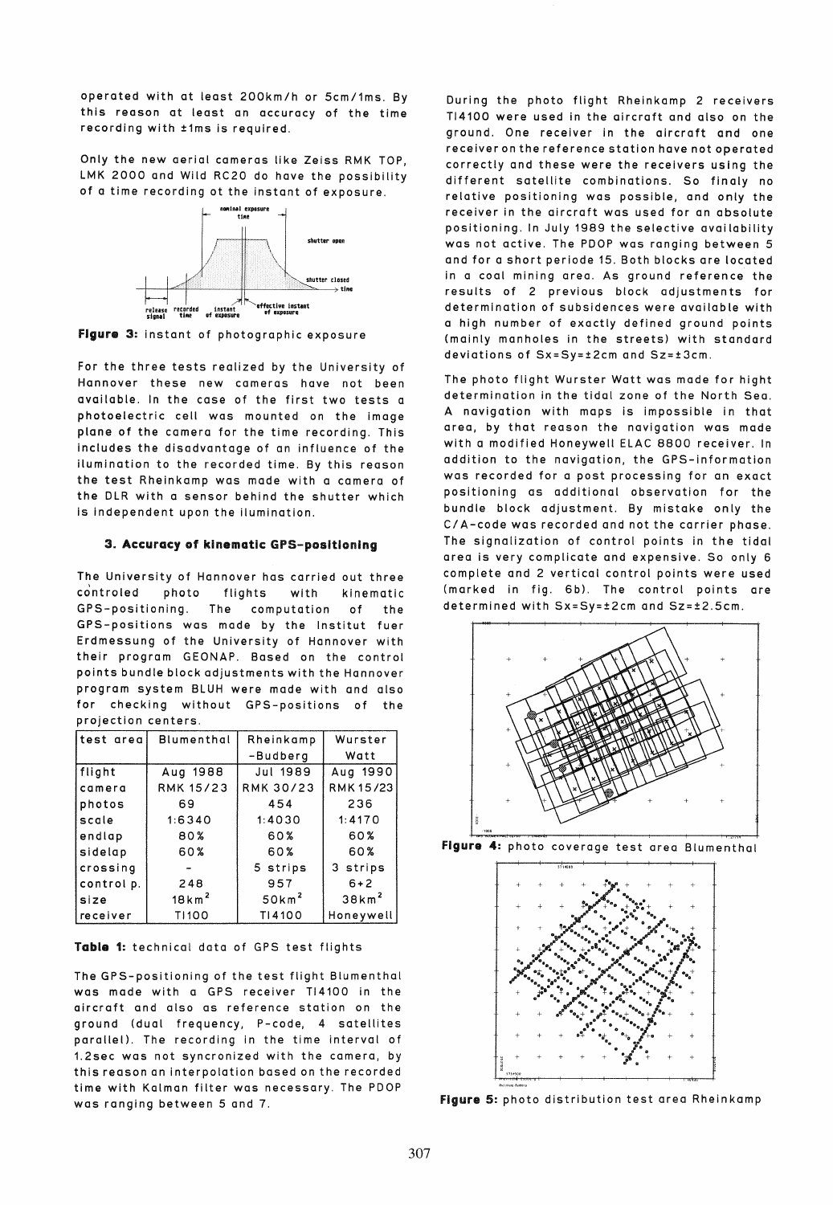operated with at least 200km/h or 5cm/1ms. By this reason at least an accuracy of the time recording with ±1ms is required.

Only the new aerial cameras like Zeiss RMK TOP, LMK 2000 and Wild RC20 do have the possibility of a time recording ot the instant of exposure.

**Figure 3:** instant of photographic exposure

For the three tests realized by the University of Hannover these new cameras have not been available. In the case of the first two tests a photoelectric cell was mounted on the image plane of the camera for the time recording. This includes the disadvantage of an influence of the ilumination to the recorded time. By this reason the test Rheinkamp was made with a camera of the DLR with a sensor behind the shutter which is independent upon the ilumination.

### 3. Accuracy of kinematic GPS-positioning

The University of Hannover has carried out three controled photo flights with kinematic GPS-positioning. The computation of the GPS-positions was made by the Institut fuer Erdmessung of the University of Hannover with their program GEONAP. Based on the control points bundle block adjustments with the Hannover program system BLUH were made with and also for checking without GPS-positions of the projection centers.

| test area | Blumenthal | Rheinkamp -Budberg | Wurster Watt |
|---|---|---|---|
| flight | Aug 1988 | Jul 1989 | Aug 1990 |
| camera | RMK 15/23 | RMK 30/23 | RMK15/23 |
| photos | 69 | 454 | 236 |
| scale | 1:6340 | 1:4030 | 1:4170 |
| endlap | 80% | 60% | 60% |
| sidelap | 60% | 60% | 60% |
| crossing | - | 5 strips | 3 strips |
| control p. | 248 | 957 | 6+2 |
| size | $18km^2$ | $50km^2$ | $38km^2$ |
| receiver | TI100 | TI4100 | Honeywell |

**Table 1:** technical data of GPS test flights

The GPS-positioning of the test flight Blumenthal was made with a GPS receiver TI4100 in the aircraft and also as reference station on the ground (dual frequency, P-code, 4 satellites parallel). The recording in the time interval of 1.2sec was not syncronized with the camera, by this reason an interpolation based on the recorded time with Kalman filter was necessary. The PDOP was ranging between 5 and 7.

During the photo flight Rheinkamp 2 receivers TI4100 were used in the aircraft and also on the ground. One receiver in the aircraft and one receiver on the reference station have not operated correctly and these were the receivers using the different satellite combinations. So finaly no relative positioning was possible, and only the receiver in the aircraft was used for an absolute positioning. In July 1989 the selective availability was not active. The PDOP was ranging between 5 and for a short periode 15. Both blocks are located in a coal mining area. As ground reference the results of 2 previous block adjustments for determination of subsidences were available with a high number of exactly defined ground points (mainly manholes in the streets) with standard deviations of Sx=Sy=±2cm and Sz=±3cm.

The photo flight Wurster Watt was made for hight determination in the tidal zone of the North Sea. A navigation with maps is impossible in that area, by that reason the navigation was made with a modified Honeywell ELAC 8800 receiver. In addition to the navigation, the GPS-information was recorded for a post processing for an exact positioning as additional observation for the bundle block adjustment. By mistake only the C/A-code was recorded and not the carrier phase. The signalization of control points in the tidal area is very complicate and expensive. So only 6 complete and 2 vertical control points were used (marked in fig. 6b). The control points are determined with Sx=Sy=±2cm and Sz=±2.5cm.

**Figure 4:** photo coverage test area Blumenthal

**Figure 5:** photo distribution test area Rheinkamp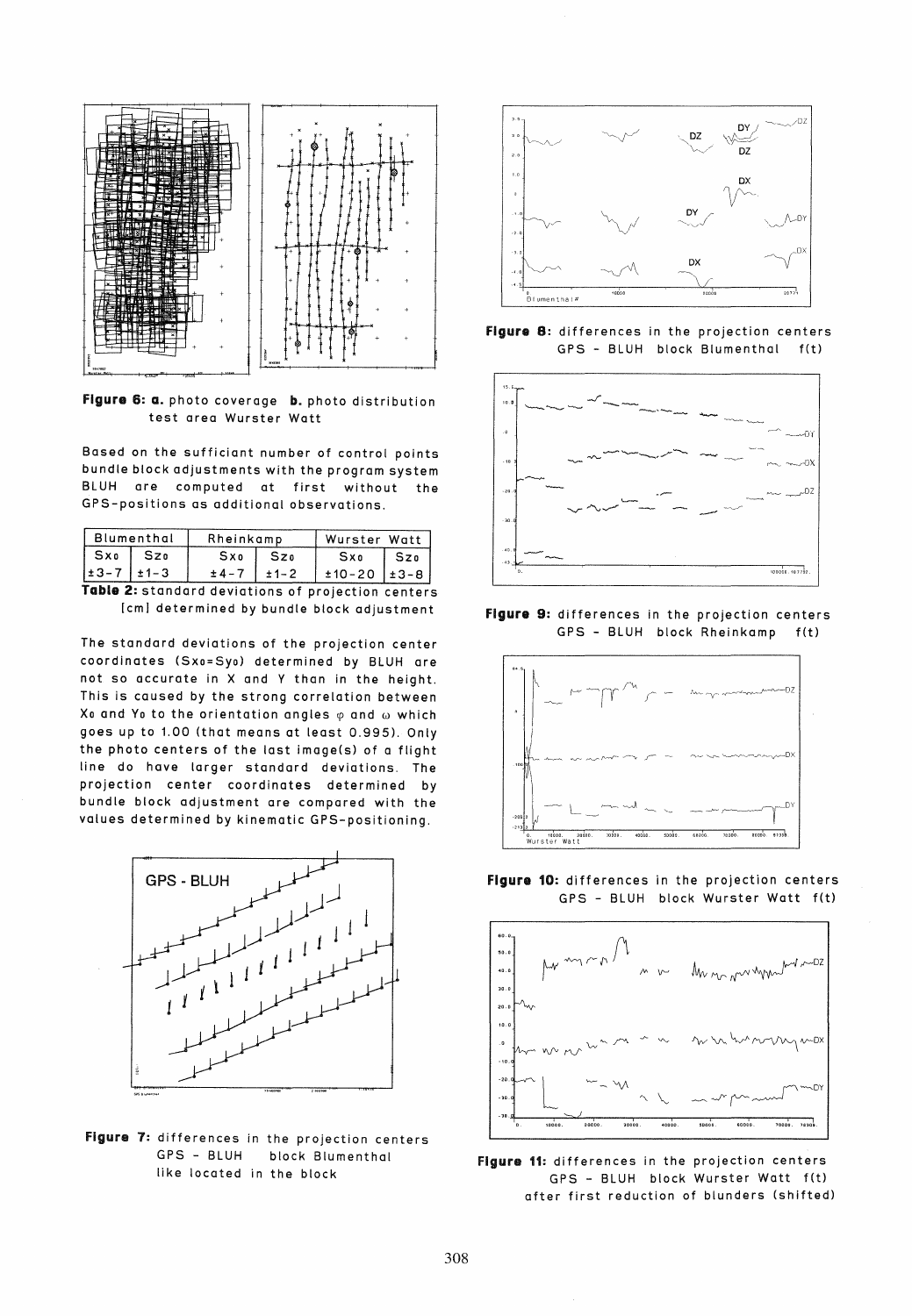**Figure 6: a.** photo coverage **b.** photo distribution test area Wurster Watt

Based on the sufficiant number of control points bundle block adjustments with the program system BLUH are computed at first without the GPS-positions as additional observations.

| Blumenthal | | Rheinkamp | | Wurster Watt | |
|---|---|---|---|---|---|
| $S_{X0}$ | $S_{Z0}$ | $S_{X0}$ | $S_{Z0}$ | $S_{X0}$ | $S_{Z0}$ |
| ±3-7 | ±1-3 | ±4-7 | ±1-2 | ±10-20 | ±3-8 |

**Table 2:** standard deviations of projection centers [cm] determined by bundle block adjustment

The standard deviations of the projection center coordinates ($S_{X0}=S_{Y0}$) determined by BLUH are not so accurate in X and Y than in the height. This is caused by the strong correlation between $X_0$ and $Y_0$ to the orientation angles $\varphi$ and $\omega$ which goes up to 1.00 (that means at least 0.995). Only the photo centers of the last image(s) of a flight line do have larger standard deviations. The projection center coordinates determined by bundle block adjustment are compared with the values determined by kinematic GPS-positioning.

**Figure 7:** differences in the projection centers GPS - BLUH block Blumenthal like located in the block

**Figure 8:** differences in the projection centers GPS - BLUH block Blumenthal f(t)

**Figure 9:** differences in the projection centers GPS - BLUH block Rheinkamp f(t)

**Figure 10:** differences in the projection centers GPS - BLUH block Wurster Watt f(t)

**Figure 11:** differences in the projection centers GPS - BLUH block Wurster Watt f(t) after first reduction of blunders (shifted)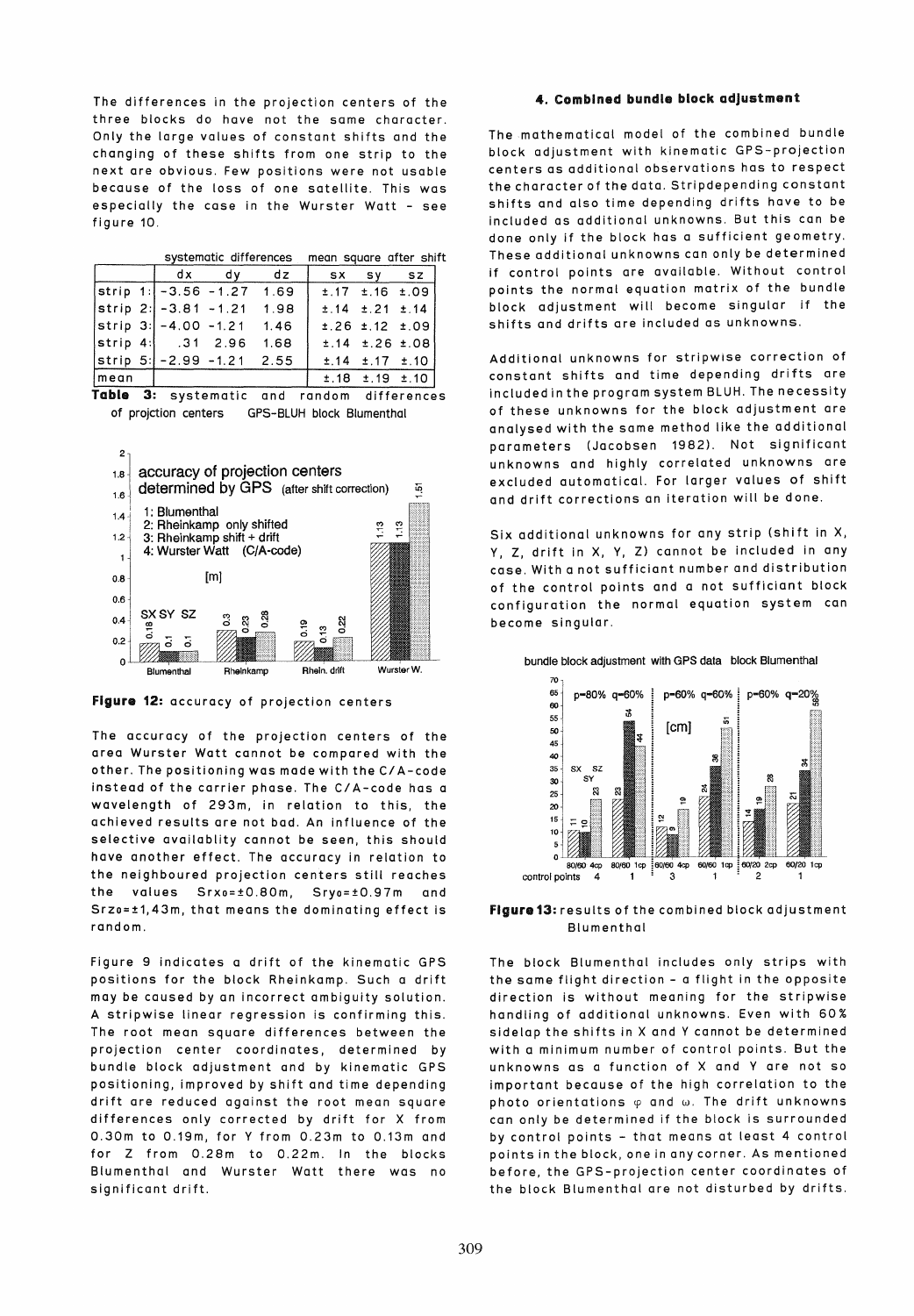The differences in the projection centers of the three blocks do have not the same character. Only the large values of constant shifts and the changing of these shifts from one strip to the next are obvious. Few positions were not usable because of the loss of one satellite. This was especially the case in the Wurster Watt - see figure 10.

| | systematic differences | | | mean square after shift | | |
|---|---|---|---|---|---|---|
| | dx | dy | dz | sx | sy | sz |
| strip 1: | -3.56 | -1.27 | 1.69 | ±.17 | ±.16 | ±.09 |
| strip 2: | -3.81 | -1.21 | 1.98 | ±.14 | ±.21 | ±.14 |
| strip 3: | -4.00 | -1.21 | 1.46 | ±.26 | ±.12 | ±.09 |
| strip 4: | .31 | 2.96 | 1.68 | ±.14 | ±.26 | ±.08 |
| strip 5: | -2.99 | -1.21 | 2.55 | ±.14 | ±.17 | ±.10 |
| mean | | | | ±.18 | ±.19 | ±.10 |

**Table 3:** systematic and random differences of projction centers GPS-BLUH block Blumenthal

**Figure 12:** accuracy of projection centers

The accuracy of the projection centers of the area Wurster Watt cannot be compared with the other. The positioning was made with the C/A-code instead of the carrier phase. The C/A-code has a wavelength of 293m, in relation to this, the achieved results are not bad. An influence of the selective availablity cannot be seen, this should have another effect. The accuracy in relation to the neighboured projection centers still reaches the values $Srx_0=\pm0.80$m, $Sry_0=\pm0.97$m and $Srz_0=\pm1{,}43$m, that means the dominating effect is random.

Figure 9 indicates a drift of the kinematic GPS positions for the block Rheinkamp. Such a drift may be caused by an incorrect ambiguity solution. A stripwise linear regression is confirming this. The root mean square differences between the projection center coordinates, determined by bundle block adjustment and by kinematic GPS positioning, improved by shift and time depending drift are reduced against the root mean square differences only corrected by drift for X from 0.30m to 0.19m, for Y from 0.23m to 0.13m and for Z from 0.28m to 0.22m. In the blocks Blumenthal and Wurster Watt there was no significant drift.

## 4. Combined bundle block adjustment

The mathematical model of the combined bundle block adjustment with kinematic GPS-projection centers as additional observations has to respect the character of the data. Stripdepending constant shifts and also time depending drifts have to be included as additional unknowns. But this can be done only if the block has a sufficient geometry. These additional unknowns can only be determined if control points are available. Without control points the normal equation matrix of the bundle block adjustment will become singular if the shifts and drifts are included as unknowns.

Additional unknowns for stripwise correction of constant shifts and time depending drifts are included in the program system BLUH. The necessity of these unknowns for the block adjustment are analysed with the same method like the additional parameters (Jacobsen 1982). Not significant unknowns and highly correlated unknowns are excluded automatical. For larger values of shift and drift corrections an iteration will be done.

Six additional unknowns for any strip (shift in X, Y, Z, drift in X, Y, Z) cannot be included in any case. With a not sufficiant number and distribution of the control points and a not sufficiant block configuration the normal equation system can become singular.

**Figure 13:** results of the combined block adjustment Blumenthal

The block Blumenthal includes only strips with the same flight direction - a flight in the opposite direction is without meaning for the stripwise handling of additional unknowns. Even with 60% sidelap the shifts in X and Y cannot be determined with a minimum number of control points. But the unknowns as a function of X and Y are not so important because of the high correlation to the photo orientations $\varphi$ and $\omega$. The drift unknowns can only be determined if the block is surrounded by control points - that means at least 4 control points in the block, one in any corner. As mentioned before, the GPS-projection center coordinates of the block Blumenthal are not disturbed by drifts.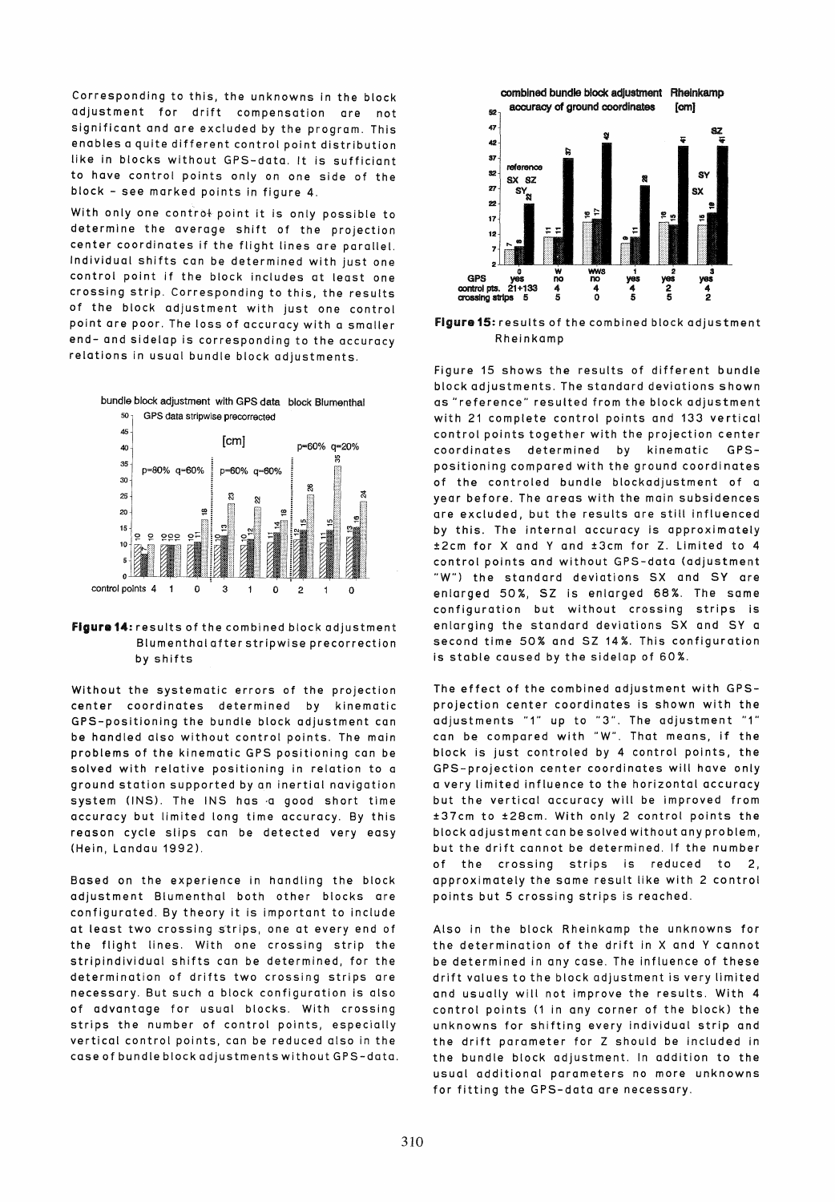Corresponding to this, the unknowns in the block adjustment for drift compensation are not significant and are excluded by the program. This enables a quite different control point distribution like in blocks without GPS-data. It is sufficiant to have control points only on one side of the block - see marked points in figure 4.

With only one control point it is only possible to determine the average shift of the projection center coordinates if the flight lines are parallel. Individual shifts can be determined with just one control point if the block includes at least one crossing strip. Corresponding to this, the results of the block adjustment with just one control point are poor. The loss of accuracy with a smaller end- and sidelap is corresponding to the accuracy relations in usual bundle block adjustments.

**Figure 14:** results of the combined block adjustment Blumenthal after stripwise precorrection by shifts

Without the systematic errors of the projection center coordinates determined by kinematic GPS-positioning the bundle block adjustment can be handled also without control points. The main problems of the kinematic GPS positioning can be solved with relative positioning in relation to a ground station supported by an inertial navigation system (INS). The INS has a good short time accuracy but limited long time accuracy. By this reason cycle slips can be detected very easy (Hein, Landau 1992).

Based on the experience in handling the block adjustment Blumenthal both other blocks are configurated. By theory it is important to include at least two crossing strips, one at every end of the flight lines. With one crossing strip the stripindividual shifts can be determined, for the determination of drifts two crossing strips are necessary. But such a block configuration is also of advantage for usual blocks. With crossing strips the number of control points, especially vertical control points, can be reduced also in the case of bundle block adjustments without GPS-data.

**Figure 15:** results of the combined block adjustment Rheinkamp

Figure 15 shows the results of different bundle block adjustments. The standard deviations shown as "reference" resulted from the block adjustment with 21 complete control points and 133 vertical control points together with the projection center coordinates determined by kinematic GPS-positioning compared with the ground coordinates of the controled bundle blockadjustment of a year before. The areas with the main subsidences are excluded, but the results are still influenced by this. The internal accuracy is approximately ±2cm for X and Y and ±3cm for Z. Limited to 4 control points and without GPS-data (adjustment "W") the standard deviations SX and SY are enlarged 50%, SZ is enlarged 68%. The same configuration but without crossing strips is enlarging the standard deviations SX and SY a second time 50% and SZ 14%. This configuration is stable caused by the sidelap of 60%.

The effect of the combined adjustment with GPS-projection center coordinates is shown with the adjustments "1" up to "3". The adjustment "1" can be compared with "W". That means, if the block is just controled by 4 control points, the GPS-projection center coordinates will have only a very limited influence to the horizontal accuracy but the vertical accuracy will be improved from ±37cm to ±28cm. With only 2 control points the block adjustment can be solved without any problem, but the drift cannot be determined. If the number of the crossing strips is reduced to 2, approximately the same result like with 2 control points but 5 crossing strips is reached.

Also in the block Rheinkamp the unknowns for the determination of the drift in X and Y cannot be determined in any case. The influence of these drift values to the block adjustment is very limited and usually will not improve the results. With 4 control points (1 in any corner of the block) the unknowns for shifting every individual strip and the drift parameter for Z should be included in the bundle block adjustment. In addition to the usual additional parameters no more unknowns for fitting the GPS-data are necessary.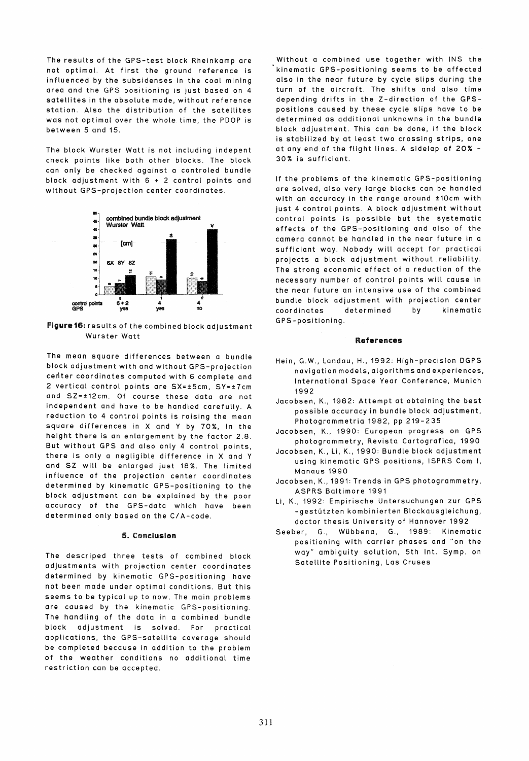The results of the GPS-test block Rheinkamp are not optimal. At first the ground reference is influenced by the subsidenses in the coal mining area and the GPS positioning is just based on 4 satellites in the absolute mode, without reference station. Also the distribution of the satellites was not optimal over the whole time, the PDOP is between 5 and 15.

The block Wurster Watt is not including indepent check points like both other blocks. The block can only be checked against a controled bundle block adjustment with 6 + 2 control points and without GPS-projection center coordinates.

combined bundle block adjustment
Wurster Watt

[cm]

SX SY SZ

control points: 6+2, 4, 4
GPS: yes, yes, no

**Figure 16:** results of the combined block adjustment Wurster Watt

The mean square differences between a bundle block adjustment with and without GPS-projection center coordinates computed with 6 complete and 2 vertical control points are SX=±5cm, SY=±7cm and SZ=±12cm. Of course these data are not independent and have to be handled carefully. A reduction to 4 control points is raising the mean square differences in X and Y by 70%, in the height there is an enlargement by the factor 2.8. But without GPS and also only 4 control points, there is only a negligible difference in X and Y and SZ will be enlarged just 18%. The limited influence of the projection center coordinates determined by kinematic GPS-positioning to the block adjustment can be explained by the poor accuracy of the GPS-data which have been determined only based on the C/A-code.

## 5. Conclusion

The descriped three tests of combined block adjustments with projection center coordinates determined by kinematic GPS-positioning have not been made under optimal conditions. But this seems to be typical up to now. The main problems are caused by the kinematic GPS-positioning. The handling of the data in a combined bundle block adjustment is solved. For practical applications, the GPS-satellite coverage should be completed because in addition to the problem of the weather conditions no additional time restriction can be accepted.

Without a combined use together with INS the kinematic GPS-positioning seems to be affected also in the near future by cycle slips during the turn of the aircraft. The shifts and also time depending drifts in the Z-direction of the GPS-positions caused by these cycle slips have to be determined as additional unknowns in the bundle block adjustment. This can be done, if the block is stabilized by at least two crossing strips, one at any end of the flight lines. A sidelap of 20% - 30% is sufficiant.

If the problems of the kinematic GPS-positioning are solved, also very large blocks can be handled with an accuracy in the range around ±10cm with just 4 control points. A block adjustment without control points is possible but the systematic effects of the GPS-positioning and also of the camera cannot be handled in the near future in a sufficiant way. Nobody will accept for practical projects a block adjustment without reliability. The strong economic effect of a reduction of the necessary number of control points will cause in the near future an intensive use of the combined bundle block adjustment with projection center coordinates determined by kinematic GPS-positioning.

### References

Hein, G.W., Landau, H., 1992: High-precision DGPS navigation models, algorithms and experiences, International Space Year Conference, Munich 1992

Jacobsen, K., 1982: Attempt at obtaining the best possible accuracy in bundle block adjustment, Photogrammetria 1982, pp 219-235

Jacobsen, K., 1990: European progress on GPS photogrammetry, Revista Cartografica, 1990

Jacobsen, K., Li, K., 1990: Bundle block adjustment using kinematic GPS positions, ISPRS Com I, Manaus 1990

Jacobsen, K., 1991: Trends in GPS photogrammetry, ASPRS Baltimore 1991

Li, K., 1992: Empirische Untersuchungen zur GPS -gestützten kombinierten Blockausgleichung, doctor thesis University of Hannover 1992

Seeber, G., Wübbena, G., 1989: Kinematic positioning with carrier phases and "on the way" ambiguity solution, 5th Int. Symp. on Satellite Positioning, Las Cruses